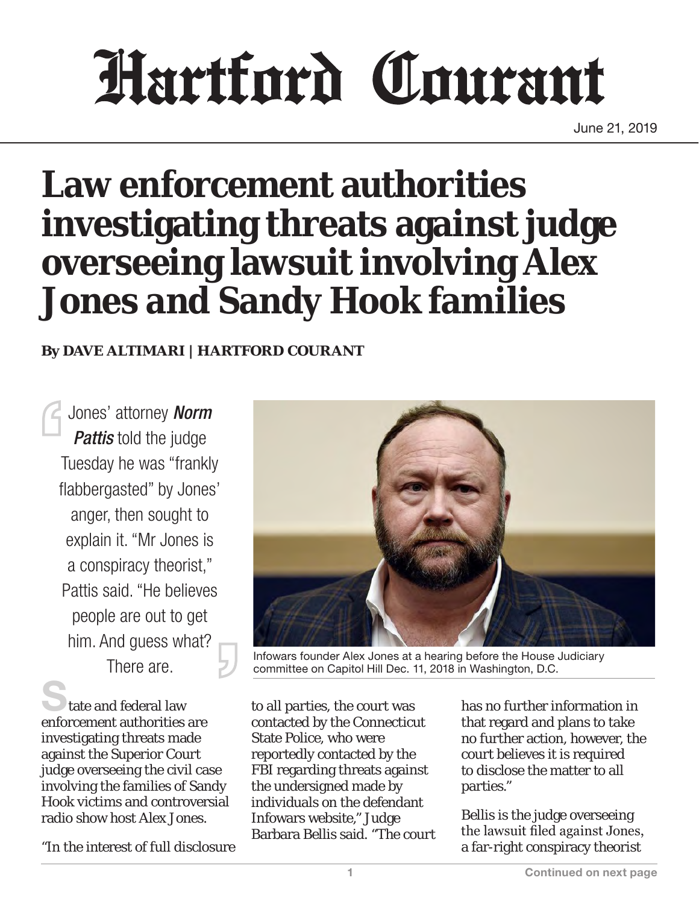# Hartford Courant

June 21, 2019

# Law enforcement authorities investigating threats against judge overseeing lawsuit involving Alex Jones and Sandy Hook families

**By DAVE ALTIMARI | HARTFORD COURANT**

> Jones' attorney ***Norm Pattis*** told the judge Tuesday he was "frankly flabbergasted" by Jones' anger, then sought to explain it. "Mr Jones is a conspiracy theorist," Pattis said. "He believes people are out to get him. And guess what? There are.

Infowars founder Alex Jones at a hearing before the House Judiciary committee on Capitol Hill Dec. 11, 2018 in Washington, D.C.

State and federal law enforcement authorities are investigating threats made against the Superior Court judge overseeing the civil case involving the families of Sandy Hook victims and controversial radio show host Alex Jones.

"In the interest of full disclosure to all parties, the court was contacted by the Connecticut State Police, who were reportedly contacted by the FBI regarding threats against the undersigned made by individuals on the defendant Infowars website," Judge Barbara Bellis said. "The court has no further information in that regard and plans to take no further action, however, the court believes it is required to disclose the matter to all parties."

Bellis is the judge overseeing the lawsuit filed against Jones, a far-right conspiracy theorist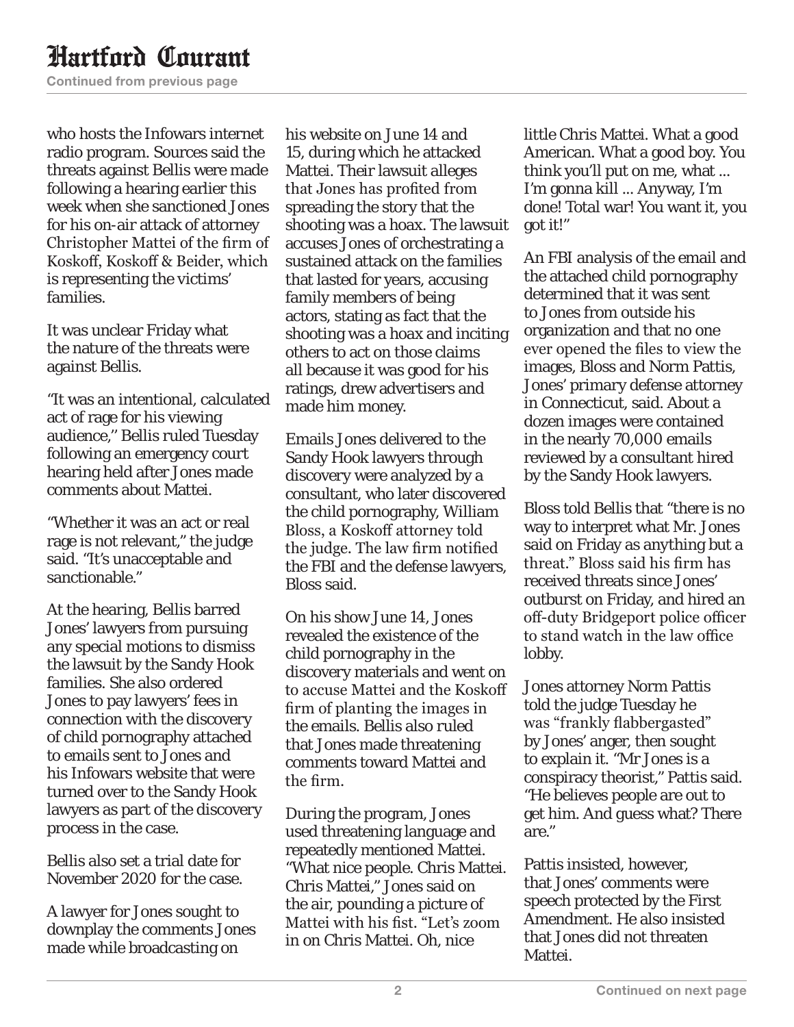who hosts the Infowars internet radio program. Sources said the threats against Bellis were made following a hearing earlier this week when she sanctioned Jones for his on-air attack of attorney Christopher Mattei of the firm of Koskoff, Koskoff & Beider, which is representing the victims' families.

It was unclear Friday what the nature of the threats were against Bellis.

"It was an intentional, calculated act of rage for his viewing audience," Bellis ruled Tuesday following an emergency court hearing held after Jones made comments about Mattei.

"Whether it was an act or real rage is not relevant," the judge said. "It's unacceptable and sanctionable."

At the hearing, Bellis barred Jones' lawyers from pursuing any special motions to dismiss the lawsuit by the Sandy Hook families. She also ordered Jones to pay lawyers' fees in connection with the discovery of child pornography attached to emails sent to Jones and his Infowars website that were turned over to the Sandy Hook lawyers as part of the discovery process in the case.

Bellis also set a trial date for November 2020 for the case.

A lawyer for Jones sought to downplay the comments Jones made while broadcasting on his website on June 14 and 15, during which he attacked Mattei. Their lawsuit alleges that Jones has profited from spreading the story that the shooting was a hoax. The lawsuit accuses Jones of orchestrating a sustained attack on the families that lasted for years, accusing family members of being actors, stating as fact that the shooting was a hoax and inciting others to act on those claims all because it was good for his ratings, drew advertisers and made him money.

Emails Jones delivered to the Sandy Hook lawyers through discovery were analyzed by a consultant, who later discovered the child pornography, William Bloss, a Koskoff attorney told the judge. The law firm notified the FBI and the defense lawyers, Bloss said.

On his show June 14, Jones revealed the existence of the child pornography in the discovery materials and went on to accuse Mattei and the Koskoff firm of planting the images in the emails. Bellis also ruled that Jones made threatening comments toward Mattei and the firm.

During the program, Jones used threatening language and repeatedly mentioned Mattei. "What nice people. Chris Mattei. Chris Mattei," Jones said on the air, pounding a picture of Mattei with his fist. "Let's zoom in on Chris Mattei. Oh, nice little Chris Mattei. What a good American. What a good boy. You think you'll put on me, what ... I'm gonna kill ... Anyway, I'm done! Total war! You want it, you got it!"

An FBI analysis of the email and the attached child pornography determined that it was sent to Jones from outside his organization and that no one ever opened the files to view the images, Bloss and Norm Pattis, Jones' primary defense attorney in Connecticut, said. About a dozen images were contained in the nearly 70,000 emails reviewed by a consultant hired by the Sandy Hook lawyers.

Bloss told Bellis that "there is no way to interpret what Mr. Jones said on Friday as anything but a threat." Bloss said his firm has received threats since Jones' outburst on Friday, and hired an off-duty Bridgeport police officer to stand watch in the law office lobby.

Jones attorney Norm Pattis told the judge Tuesday he was "frankly flabbergasted" by Jones' anger, then sought to explain it. "Mr Jones is a conspiracy theorist," Pattis said. "He believes people are out to get him. And guess what? There are."

Pattis insisted, however, that Jones' comments were speech protected by the First Amendment. He also insisted that Jones did not threaten Mattei.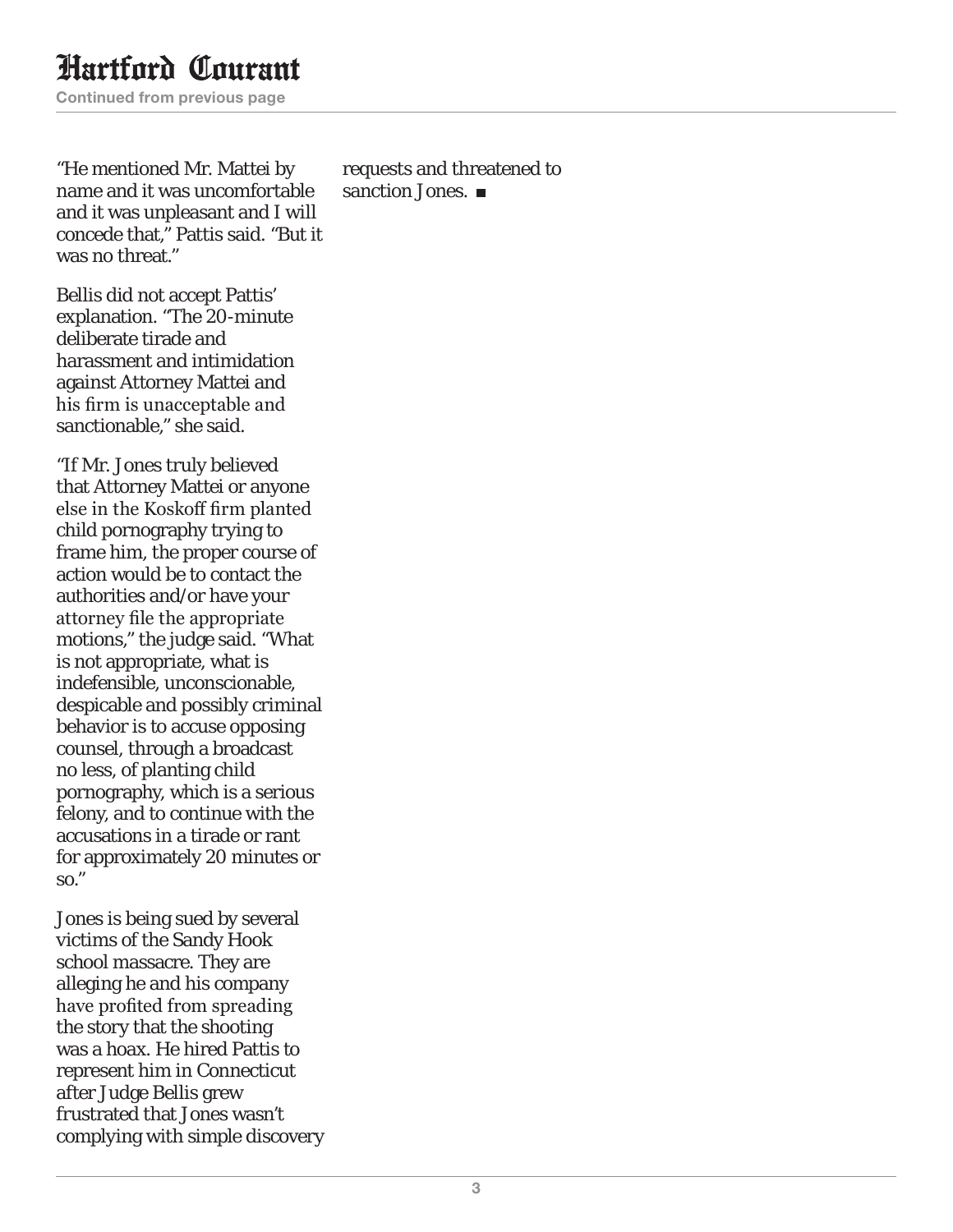"He mentioned Mr. Mattei by name and it was uncomfortable and it was unpleasant and I will concede that," Pattis said. "But it was no threat."

Bellis did not accept Pattis' explanation. "The 20-minute deliberate tirade and harassment and intimidation against Attorney Mattei and his firm is unacceptable and sanctionable," she said.

"If Mr. Jones truly believed that Attorney Mattei or anyone else in the Koskoff firm planted child pornography trying to frame him, the proper course of action would be to contact the authorities and/or have your attorney file the appropriate motions," the judge said. "What is not appropriate, what is indefensible, unconscionable, despicable and possibly criminal behavior is to accuse opposing counsel, through a broadcast no less, of planting child pornography, which is a serious felony, and to continue with the accusations in a tirade or rant for approximately 20 minutes or so."

Jones is being sued by several victims of the Sandy Hook school massacre. They are alleging he and his company have profited from spreading the story that the shooting was a hoax. He hired Pattis to represent him in Connecticut after Judge Bellis grew frustrated that Jones wasn't complying with simple discovery requests and threatened to sanction Jones. ■